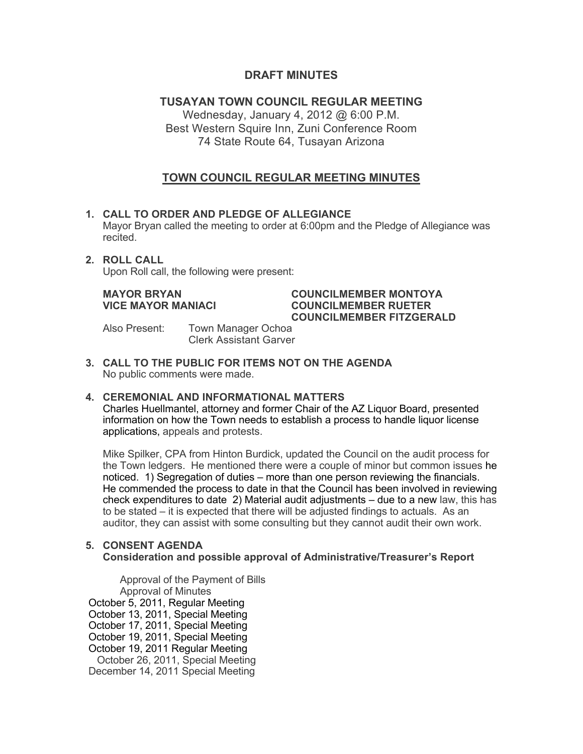# DRAFT MINUTES

## TUSAYAN TOWN COUNCIL REGULAR MEETING

Wednesday, January 4, 2012 @ 6:00 P.M.
Best Western Squire Inn, Zuni Conference Room
74 State Route 64, Tusayan Arizona

## TOWN COUNCIL REGULAR MEETING MINUTES

**1. CALL TO ORDER AND PLEDGE OF ALLEGIANCE**

Mayor Bryan called the meeting to order at 6:00pm and the Pledge of Allegiance was recited.

**2. ROLL CALL**

Upon Roll call, the following were present:

**MAYOR BRYAN**
**VICE MAYOR MANIACI**
**COUNCILMEMBER MONTOYA**
**COUNCILMEMBER RUETER**
**COUNCILMEMBER FITZGERALD**

Also Present: Town Manager Ochoa
Clerk Assistant Garver

**3. CALL TO THE PUBLIC FOR ITEMS NOT ON THE AGENDA**

No public comments were made.

**4. CEREMONIAL AND INFORMATIONAL MATTERS**

Charles Huellmantel, attorney and former Chair of the AZ Liquor Board, presented information on how the Town needs to establish a process to handle liquor license applications, appeals and protests.

Mike Spilker, CPA from Hinton Burdick, updated the Council on the audit process for the Town ledgers. He mentioned there were a couple of minor but common issues he noticed. 1) Segregation of duties – more than one person reviewing the financials. He commended the process to date in that the Council has been involved in reviewing check expenditures to date 2) Material audit adjustments – due to a new law, this has to be stated – it is expected that there will be adjusted findings to actuals. As an auditor, they can assist with some consulting but they cannot audit their own work.

**5. CONSENT AGENDA**
**Consideration and possible approval of Administrative/Treasurer's Report**

Approval of the Payment of Bills
Approval of Minutes
October 5, 2011, Regular Meeting
October 13, 2011, Special Meeting
October 17, 2011, Special Meeting
October 19, 2011, Special Meeting
October 19, 2011 Regular Meeting
October 26, 2011, Special Meeting
December 14, 2011 Special Meeting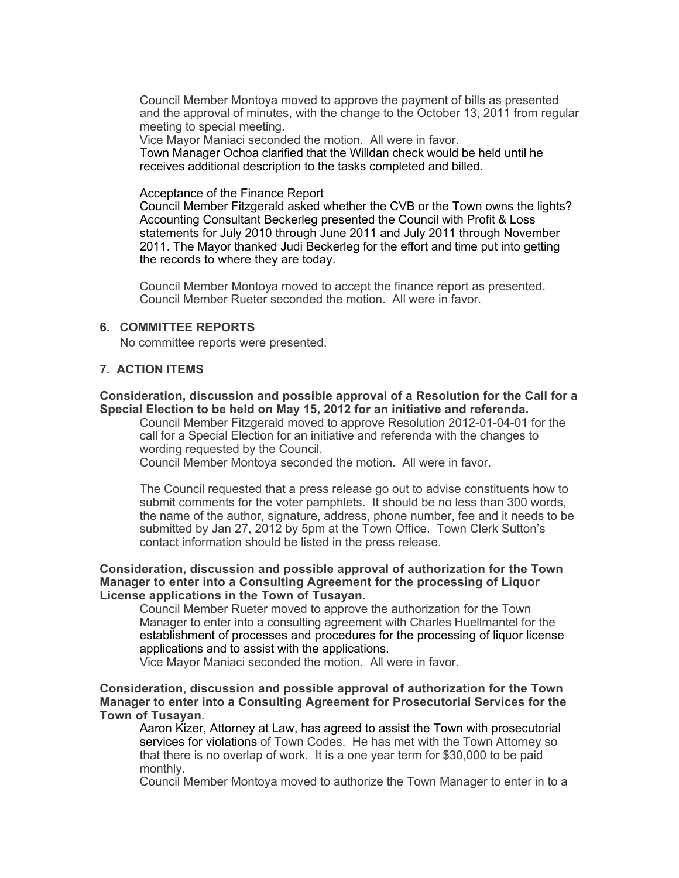Council Member Montoya moved to approve the payment of bills as presented and the approval of minutes, with the change to the October 13, 2011 from regular meeting to special meeting.
Vice Mayor Maniaci seconded the motion. All were in favor.
Town Manager Ochoa clarified that the Willdan check would be held until he receives additional description to the tasks completed and billed.

Acceptance of the Finance Report
Council Member Fitzgerald asked whether the CVB or the Town owns the lights? Accounting Consultant Beckerleg presented the Council with Profit & Loss statements for July 2010 through June 2011 and July 2011 through November 2011. The Mayor thanked Judi Beckerleg for the effort and time put into getting the records to where they are today.

Council Member Montoya moved to accept the finance report as presented. Council Member Rueter seconded the motion. All were in favor.

## 6. COMMITTEE REPORTS

No committee reports were presented.

## 7. ACTION ITEMS

**Consideration, discussion and possible approval of a Resolution for the Call for a Special Election to be held on May 15, 2012 for an initiative and referenda.**

Council Member Fitzgerald moved to approve Resolution 2012-01-04-01 for the call for a Special Election for an initiative and referenda with the changes to wording requested by the Council.
Council Member Montoya seconded the motion. All were in favor.

The Council requested that a press release go out to advise constituents how to submit comments for the voter pamphlets. It should be no less than 300 words, the name of the author, signature, address, phone number, fee and it needs to be submitted by Jan 27, 2012 by 5pm at the Town Office. Town Clerk Sutton's contact information should be listed in the press release.

**Consideration, discussion and possible approval of authorization for the Town Manager to enter into a Consulting Agreement for the processing of Liquor License applications in the Town of Tusayan.**

Council Member Rueter moved to approve the authorization for the Town Manager to enter into a consulting agreement with Charles Huellmantel for the establishment of processes and procedures for the processing of liquor license applications and to assist with the applications.
Vice Mayor Maniaci seconded the motion. All were in favor.

**Consideration, discussion and possible approval of authorization for the Town Manager to enter into a Consulting Agreement for Prosecutorial Services for the Town of Tusayan.**

Aaron Kizer, Attorney at Law, has agreed to assist the Town with prosecutorial services for violations of Town Codes. He has met with the Town Attorney so that there is no overlap of work. It is a one year term for $30,000 to be paid monthly.
Council Member Montoya moved to authorize the Town Manager to enter in to a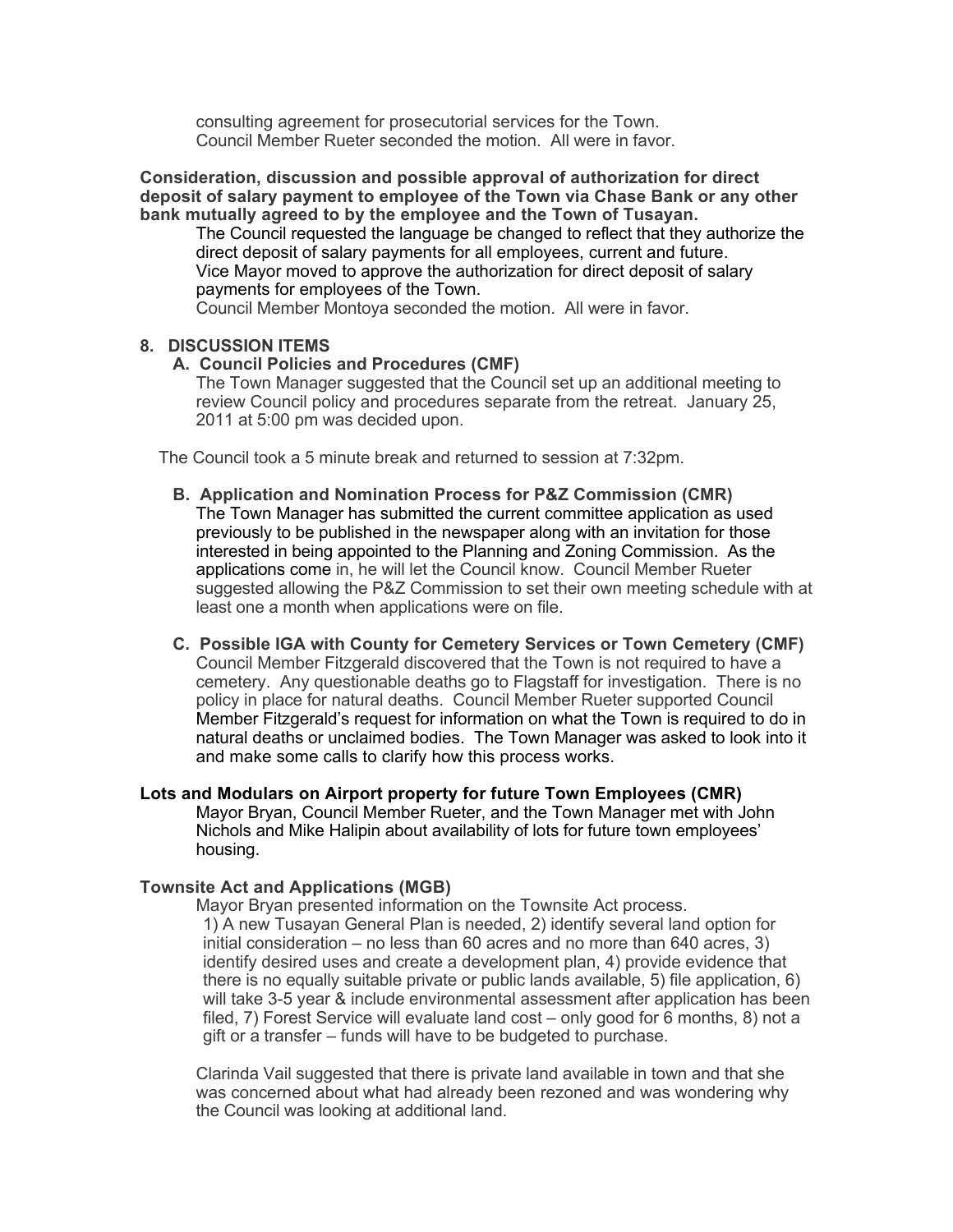consulting agreement for prosecutorial services for the Town.
Council Member Rueter seconded the motion. All were in favor.

**Consideration, discussion and possible approval of authorization for direct deposit of salary payment to employee of the Town via Chase Bank or any other bank mutually agreed to by the employee and the Town of Tusayan.**

The Council requested the language be changed to reflect that they authorize the direct deposit of salary payments for all employees, current and future.
Vice Mayor moved to approve the authorization for direct deposit of salary payments for employees of the Town.
Council Member Montoya seconded the motion. All were in favor.

**8. DISCUSSION ITEMS**

**A. Council Policies and Procedures (CMF)**

The Town Manager suggested that the Council set up an additional meeting to review Council policy and procedures separate from the retreat. January 25, 2011 at 5:00 pm was decided upon.

The Council took a 5 minute break and returned to session at 7:32pm.

**B. Application and Nomination Process for P&Z Commission (CMR)**

The Town Manager has submitted the current committee application as used previously to be published in the newspaper along with an invitation for those interested in being appointed to the Planning and Zoning Commission. As the applications come in, he will let the Council know. Council Member Rueter suggested allowing the P&Z Commission to set their own meeting schedule with at least one a month when applications were on file.

**C. Possible IGA with County for Cemetery Services or Town Cemetery (CMF)**

Council Member Fitzgerald discovered that the Town is not required to have a cemetery. Any questionable deaths go to Flagstaff for investigation. There is no policy in place for natural deaths. Council Member Rueter supported Council Member Fitzgerald's request for information on what the Town is required to do in natural deaths or unclaimed bodies. The Town Manager was asked to look into it and make some calls to clarify how this process works.

**Lots and Modulars on Airport property for future Town Employees (CMR)**

Mayor Bryan, Council Member Rueter, and the Town Manager met with John Nichols and Mike Halipin about availability of lots for future town employees' housing.

**Townsite Act and Applications (MGB)**

Mayor Bryan presented information on the Townsite Act process.
1) A new Tusayan General Plan is needed, 2) identify several land option for initial consideration – no less than 60 acres and no more than 640 acres, 3) identify desired uses and create a development plan, 4) provide evidence that there is no equally suitable private or public lands available, 5) file application, 6) will take 3-5 year & include environmental assessment after application has been filed, 7) Forest Service will evaluate land cost – only good for 6 months, 8) not a gift or a transfer – funds will have to be budgeted to purchase.

Clarinda Vail suggested that there is private land available in town and that she was concerned about what had already been rezoned and was wondering why the Council was looking at additional land.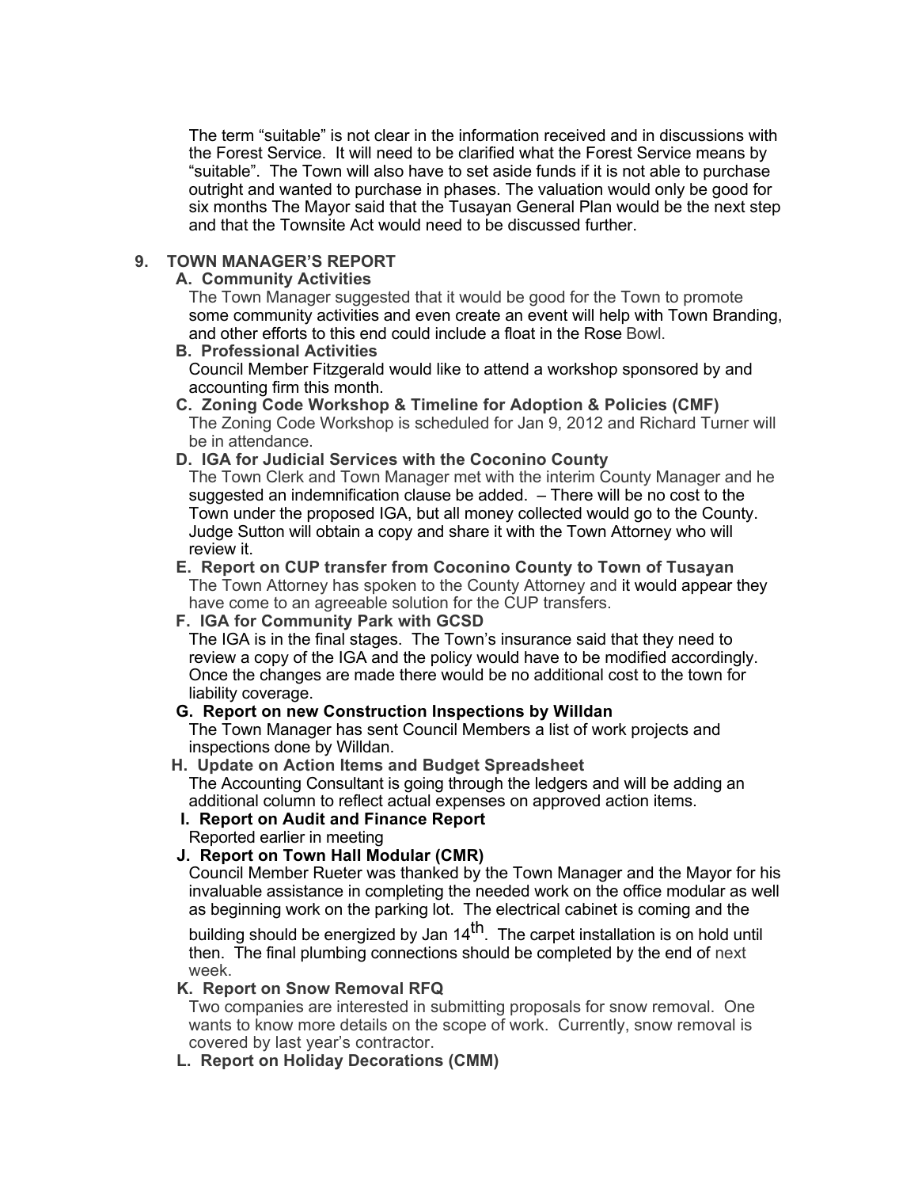The term “suitable” is not clear in the information received and in discussions with the Forest Service. It will need to be clarified what the Forest Service means by “suitable”. The Town will also have to set aside funds if it is not able to purchase outright and wanted to purchase in phases. The valuation would only be good for six months The Mayor said that the Tusayan General Plan would be the next step and that the Townsite Act would need to be discussed further.

## 9. TOWN MANAGER’S REPORT

**A. Community Activities**

The Town Manager suggested that it would be good for the Town to promote some community activities and even create an event will help with Town Branding, and other efforts to this end could include a float in the Rose Bowl.

**B. Professional Activities**

Council Member Fitzgerald would like to attend a workshop sponsored by and accounting firm this month.

**C. Zoning Code Workshop & Timeline for Adoption & Policies (CMF)**

The Zoning Code Workshop is scheduled for Jan 9, 2012 and Richard Turner will be in attendance.

**D. IGA for Judicial Services with the Coconino County**

The Town Clerk and Town Manager met with the interim County Manager and he suggested an indemnification clause be added. – There will be no cost to the Town under the proposed IGA, but all money collected would go to the County. Judge Sutton will obtain a copy and share it with the Town Attorney who will review it.

**E. Report on CUP transfer from Coconino County to Town of Tusayan**

The Town Attorney has spoken to the County Attorney and it would appear they have come to an agreeable solution for the CUP transfers.

**F. IGA for Community Park with GCSD**

The IGA is in the final stages. The Town’s insurance said that they need to review a copy of the IGA and the policy would have to be modified accordingly. Once the changes are made there would be no additional cost to the town for liability coverage.

**G. Report on new Construction Inspections by Willdan**

The Town Manager has sent Council Members a list of work projects and inspections done by Willdan.

**H. Update on Action Items and Budget Spreadsheet**

The Accounting Consultant is going through the ledgers and will be adding an additional column to reflect actual expenses on approved action items.

**I. Report on Audit and Finance Report**

Reported earlier in meeting

**J. Report on Town Hall Modular (CMR)**

Council Member Rueter was thanked by the Town Manager and the Mayor for his invaluable assistance in completing the needed work on the office modular as well as beginning work on the parking lot. The electrical cabinet is coming and the building should be energized by Jan 14th. The carpet installation is on hold until then. The final plumbing connections should be completed by the end of next week.

**K. Report on Snow Removal RFQ**

Two companies are interested in submitting proposals for snow removal. One wants to know more details on the scope of work. Currently, snow removal is covered by last year’s contractor.

**L. Report on Holiday Decorations (CMM)**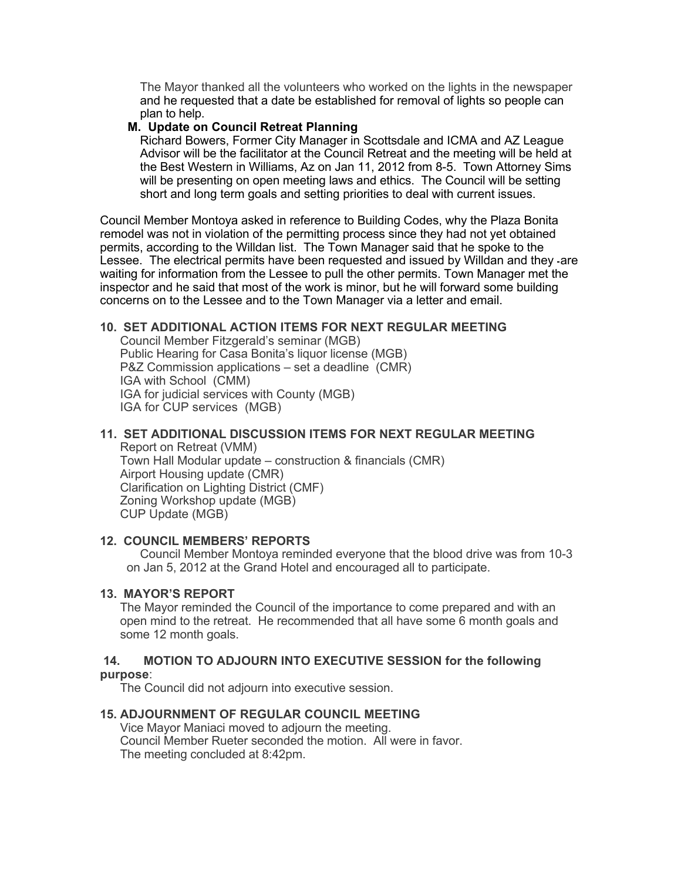The Mayor thanked all the volunteers who worked on the lights in the newspaper and he requested that a date be established for removal of lights so people can plan to help.

**M. Update on Council Retreat Planning**

Richard Bowers, Former City Manager in Scottsdale and ICMA and AZ League Advisor will be the facilitator at the Council Retreat and the meeting will be held at the Best Western in Williams, Az on Jan 11, 2012 from 8-5. Town Attorney Sims will be presenting on open meeting laws and ethics. The Council will be setting short and long term goals and setting priorities to deal with current issues.

Council Member Montoya asked in reference to Building Codes, why the Plaza Bonita remodel was not in violation of the permitting process since they had not yet obtained permits, according to the Willdan list. The Town Manager said that he spoke to the Lessee. The electrical permits have been requested and issued by Willdan and they are waiting for information from the Lessee to pull the other permits. Town Manager met the inspector and he said that most of the work is minor, but he will forward some building concerns on to the Lessee and to the Town Manager via a letter and email.

**10. SET ADDITIONAL ACTION ITEMS FOR NEXT REGULAR MEETING**

Council Member Fitzgerald's seminar (MGB)
Public Hearing for Casa Bonita's liquor license (MGB)
P&Z Commission applications – set a deadline (CMR)
IGA with School (CMM)
IGA for judicial services with County (MGB)
IGA for CUP services (MGB)

**11. SET ADDITIONAL DISCUSSION ITEMS FOR NEXT REGULAR MEETING**

Report on Retreat (VMM)
Town Hall Modular update – construction & financials (CMR)
Airport Housing update (CMR)
Clarification on Lighting District (CMF)
Zoning Workshop update (MGB)
CUP Update (MGB)

**12. COUNCIL MEMBERS' REPORTS**

Council Member Montoya reminded everyone that the blood drive was from 10-3 on Jan 5, 2012 at the Grand Hotel and encouraged all to participate.

**13. MAYOR'S REPORT**

The Mayor reminded the Council of the importance to come prepared and with an open mind to the retreat. He recommended that all have some 6 month goals and some 12 month goals.

**14. MOTION TO ADJOURN INTO EXECUTIVE SESSION for the following purpose**:

The Council did not adjourn into executive session.

**15. ADJOURNMENT OF REGULAR COUNCIL MEETING**

Vice Mayor Maniaci moved to adjourn the meeting.
Council Member Rueter seconded the motion. All were in favor.
The meeting concluded at 8:42pm.